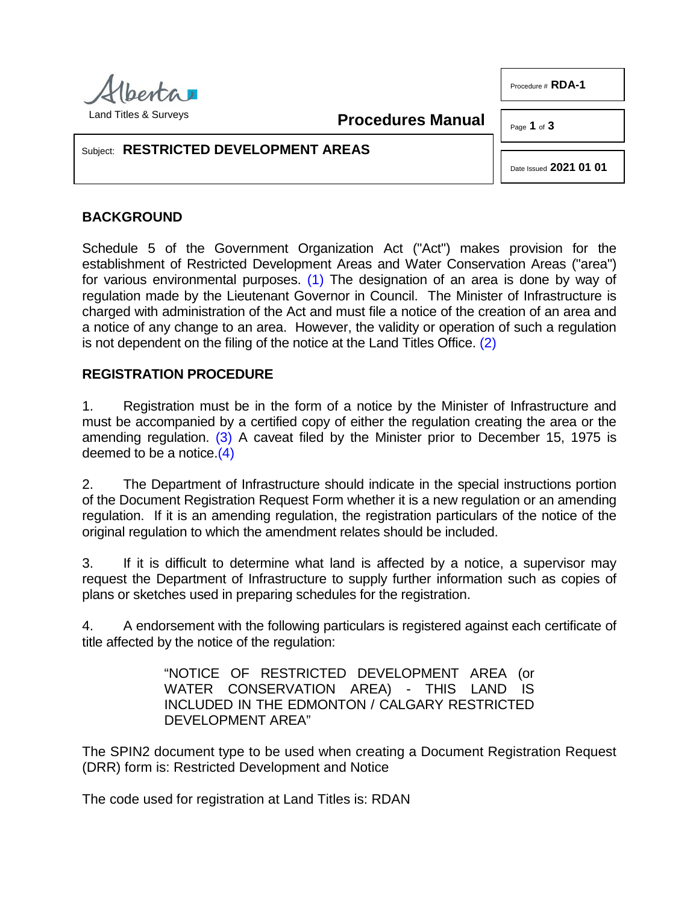Alberta
Land Titles & Surveys

**Procedures Manual**

Procedure # **RDA-1**

Date Issued **2021 01 01**

Subject: **RESTRICTED DEVELOPMENT AREAS**

## BACKGROUND

Schedule 5 of the Government Organization Act ("Act") makes provision for the establishment of Restricted Development Areas and Water Conservation Areas ("area") for various environmental purposes. (1) The designation of an area is done by way of regulation made by the Lieutenant Governor in Council. The Minister of Infrastructure is charged with administration of the Act and must file a notice of the creation of an area and a notice of any change to an area. However, the validity or operation of such a regulation is not dependent on the filing of the notice at the Land Titles Office. (2)

## REGISTRATION PROCEDURE

1. Registration must be in the form of a notice by the Minister of Infrastructure and must be accompanied by a certified copy of either the regulation creating the area or the amending regulation. (3) A caveat filed by the Minister prior to December 15, 1975 is deemed to be a notice.(4)

2. The Department of Infrastructure should indicate in the special instructions portion of the Document Registration Request Form whether it is a new regulation or an amending regulation. If it is an amending regulation, the registration particulars of the notice of the original regulation to which the amendment relates should be included.

3. If it is difficult to determine what land is affected by a notice, a supervisor may request the Department of Infrastructure to supply further information such as copies of plans or sketches used in preparing schedules for the registration.

4. A endorsement with the following particulars is registered against each certificate of title affected by the notice of the regulation:

> "NOTICE OF RESTRICTED DEVELOPMENT AREA (or WATER CONSERVATION AREA) - THIS LAND IS INCLUDED IN THE EDMONTON / CALGARY RESTRICTED DEVELOPMENT AREA"

The SPIN2 document type to be used when creating a Document Registration Request (DRR) form is: Restricted Development and Notice

The code used for registration at Land Titles is: RDAN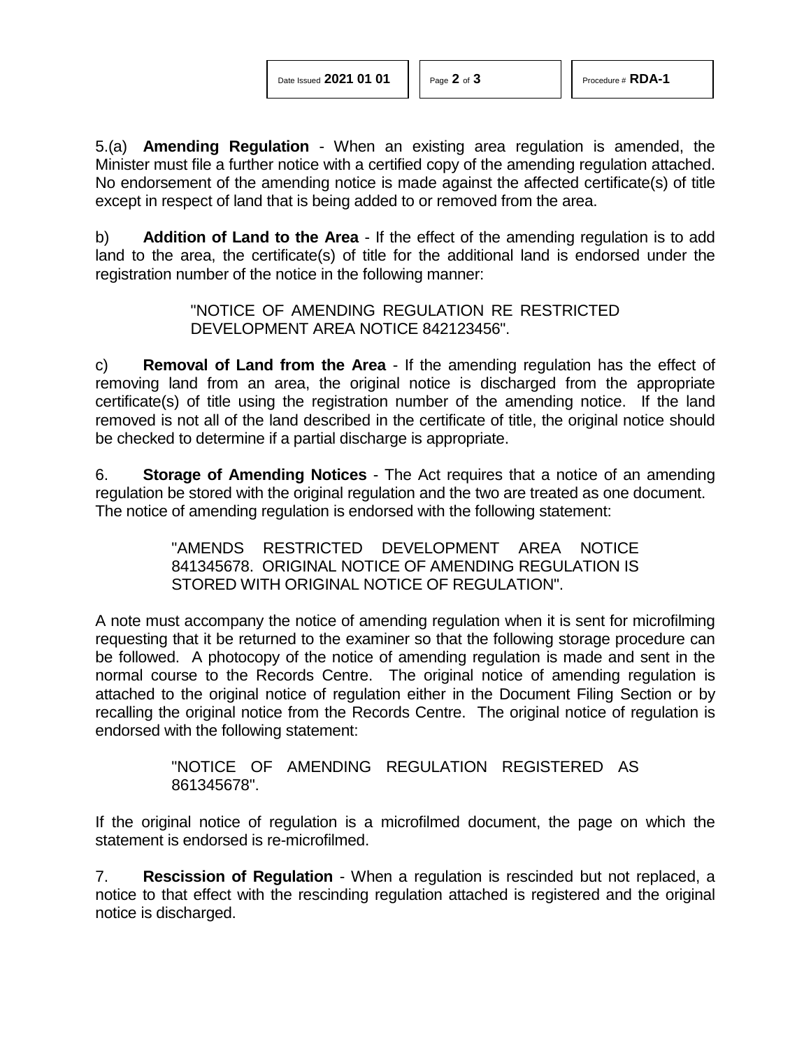5.(a) **Amending Regulation** - When an existing area regulation is amended, the Minister must file a further notice with a certified copy of the amending regulation attached. No endorsement of the amending notice is made against the affected certificate(s) of title except in respect of land that is being added to or removed from the area.

b) **Addition of Land to the Area** - If the effect of the amending regulation is to add land to the area, the certificate(s) of title for the additional land is endorsed under the registration number of the notice in the following manner:

> "NOTICE OF AMENDING REGULATION RE RESTRICTED DEVELOPMENT AREA NOTICE 842123456".

c) **Removal of Land from the Area** - If the amending regulation has the effect of removing land from an area, the original notice is discharged from the appropriate certificate(s) of title using the registration number of the amending notice. If the land removed is not all of the land described in the certificate of title, the original notice should be checked to determine if a partial discharge is appropriate.

6. **Storage of Amending Notices** - The Act requires that a notice of an amending regulation be stored with the original regulation and the two are treated as one document. The notice of amending regulation is endorsed with the following statement:

> "AMENDS RESTRICTED DEVELOPMENT AREA NOTICE 841345678. ORIGINAL NOTICE OF AMENDING REGULATION IS STORED WITH ORIGINAL NOTICE OF REGULATION".

A note must accompany the notice of amending regulation when it is sent for microfilming requesting that it be returned to the examiner so that the following storage procedure can be followed. A photocopy of the notice of amending regulation is made and sent in the normal course to the Records Centre. The original notice of amending regulation is attached to the original notice of regulation either in the Document Filing Section or by recalling the original notice from the Records Centre. The original notice of regulation is endorsed with the following statement:

> "NOTICE OF AMENDING REGULATION REGISTERED AS 861345678".

If the original notice of regulation is a microfilmed document, the page on which the statement is endorsed is re-microfilmed.

7. **Rescission of Regulation** - When a regulation is rescinded but not replaced, a notice to that effect with the rescinding regulation attached is registered and the original notice is discharged.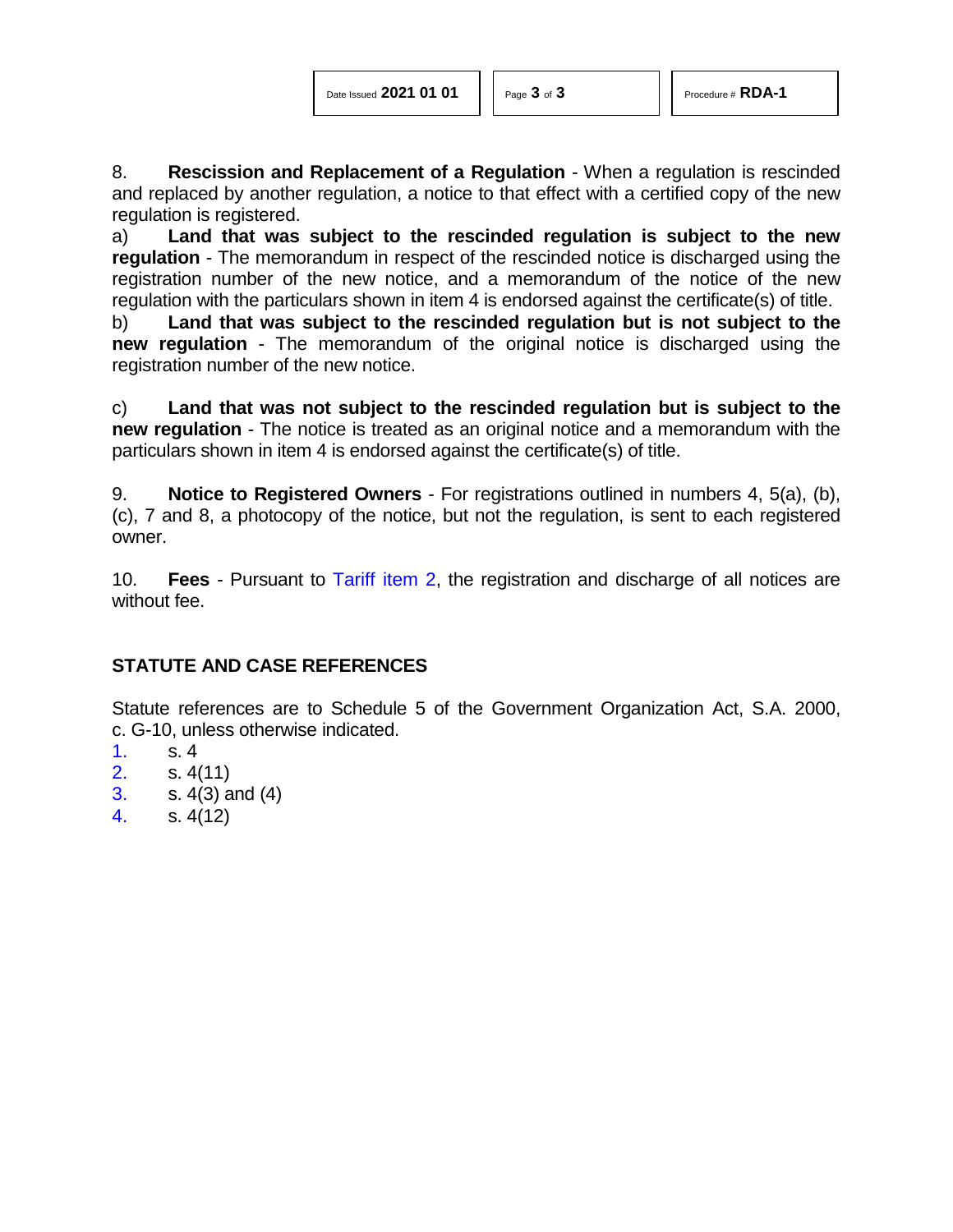8. **Rescission and Replacement of a Regulation** - When a regulation is rescinded and replaced by another regulation, a notice to that effect with a certified copy of the new regulation is registered.

a) **Land that was subject to the rescinded regulation is subject to the new regulation** - The memorandum in respect of the rescinded notice is discharged using the registration number of the new notice, and a memorandum of the notice of the new regulation with the particulars shown in item 4 is endorsed against the certificate(s) of title.

b) **Land that was subject to the rescinded regulation but is not subject to the new regulation** - The memorandum of the original notice is discharged using the registration number of the new notice.

c) **Land that was not subject to the rescinded regulation but is subject to the new regulation** - The notice is treated as an original notice and a memorandum with the particulars shown in item 4 is endorsed against the certificate(s) of title.

9. **Notice to Registered Owners** - For registrations outlined in numbers 4, 5(a), (b), (c), 7 and 8, a photocopy of the notice, but not the regulation, is sent to each registered owner.

10. **Fees** - Pursuant to Tariff item 2, the registration and discharge of all notices are without fee.

## STATUTE AND CASE REFERENCES

Statute references are to Schedule 5 of the Government Organization Act, S.A. 2000, c. G-10, unless otherwise indicated.

1. s. 4
2. s. 4(11)
3. s. 4(3) and (4)
4. s. 4(12)